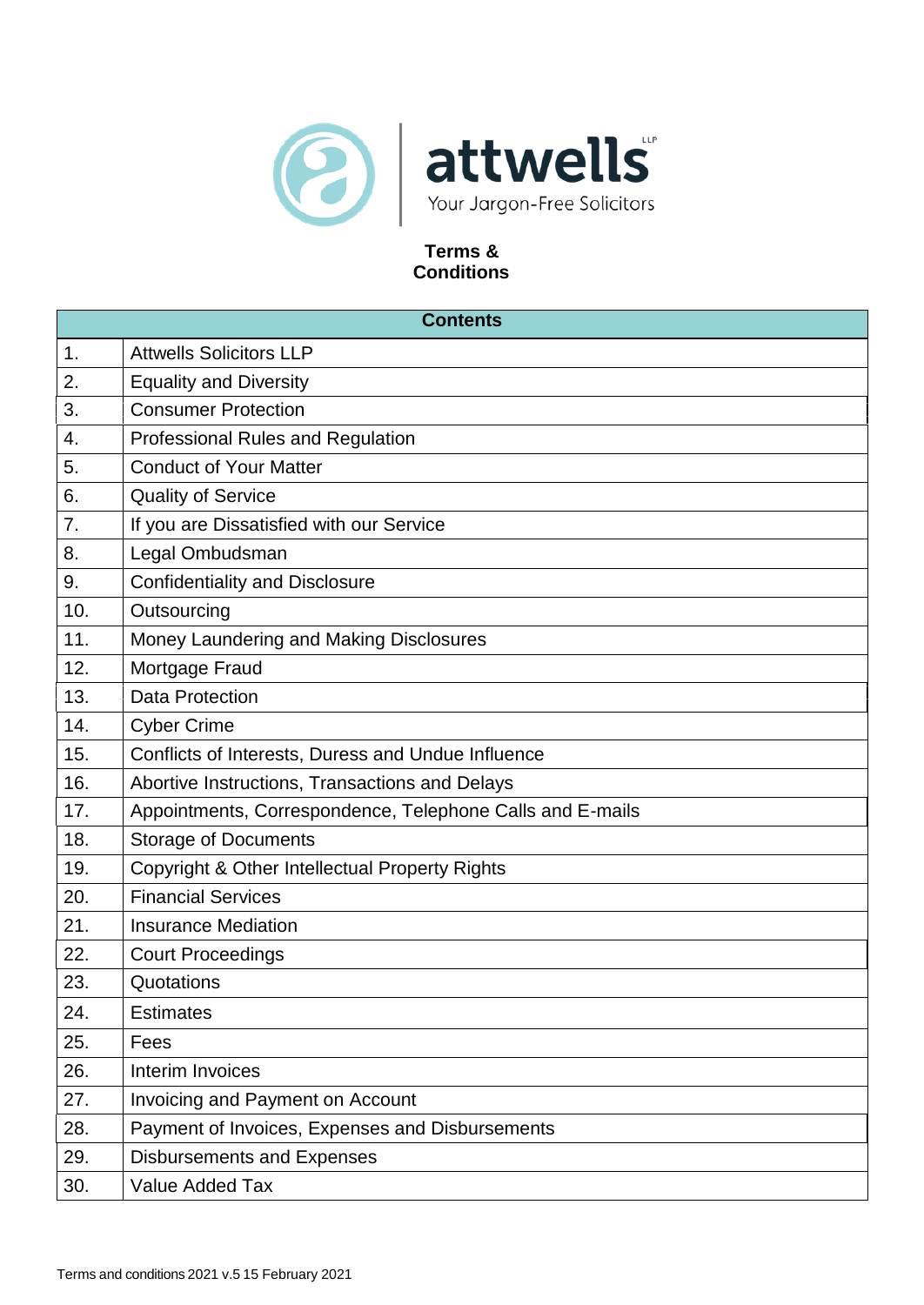attwells LLP

Your Jargon-Free Solicitors

# Terms & Conditions

| Contents | |
|---|---|
| 1. | Attwells Solicitors LLP |
| 2. | Equality and Diversity |
| 3. | Consumer Protection |
| 4. | Professional Rules and Regulation |
| 5. | Conduct of Your Matter |
| 6. | Quality of Service |
| 7. | If you are Dissatisfied with our Service |
| 8. | Legal Ombudsman |
| 9. | Confidentiality and Disclosure |
| 10. | Outsourcing |
| 11. | Money Laundering and Making Disclosures |
| 12. | Mortgage Fraud |
| 13. | Data Protection |
| 14. | Cyber Crime |
| 15. | Conflicts of Interests, Duress and Undue Influence |
| 16. | Abortive Instructions, Transactions and Delays |
| 17. | Appointments, Correspondence, Telephone Calls and E-mails |
| 18. | Storage of Documents |
| 19. | Copyright & Other Intellectual Property Rights |
| 20. | Financial Services |
| 21. | Insurance Mediation |
| 22. | Court Proceedings |
| 23. | Quotations |
| 24. | Estimates |
| 25. | Fees |
| 26. | Interim Invoices |
| 27. | Invoicing and Payment on Account |
| 28. | Payment of Invoices, Expenses and Disbursements |
| 29. | Disbursements and Expenses |
| 30. | Value Added Tax |

Terms and conditions 2021 v.5 15 February 2021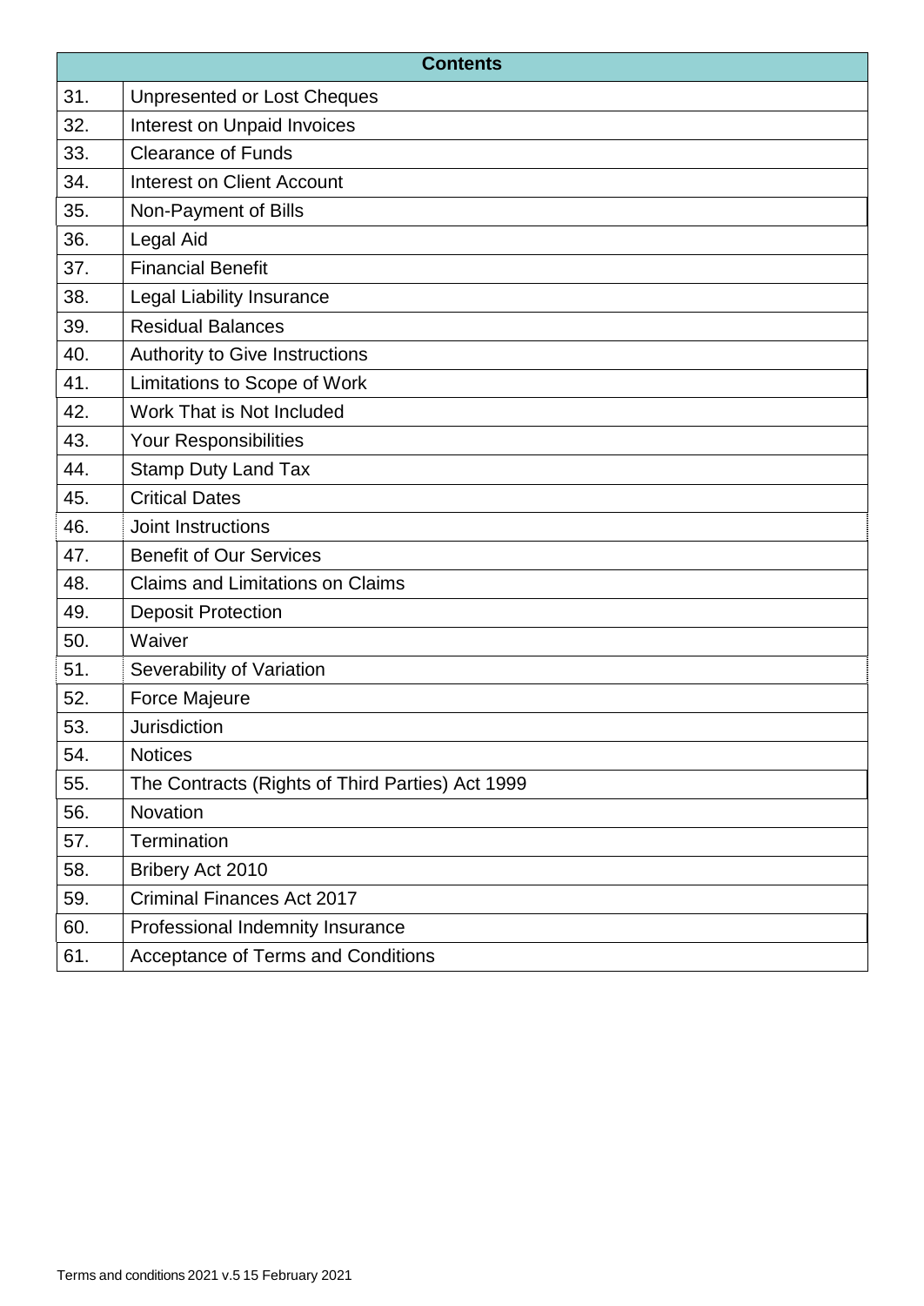| Contents | |
|---|---|
| 31. | Unpresented or Lost Cheques |
| 32. | Interest on Unpaid Invoices |
| 33. | Clearance of Funds |
| 34. | Interest on Client Account |
| 35. | Non-Payment of Bills |
| 36. | Legal Aid |
| 37. | Financial Benefit |
| 38. | Legal Liability Insurance |
| 39. | Residual Balances |
| 40. | Authority to Give Instructions |
| 41. | Limitations to Scope of Work |
| 42. | Work That is Not Included |
| 43. | Your Responsibilities |
| 44. | Stamp Duty Land Tax |
| 45. | Critical Dates |
| 46. | Joint Instructions |
| 47. | Benefit of Our Services |
| 48. | Claims and Limitations on Claims |
| 49. | Deposit Protection |
| 50. | Waiver |
| 51. | Severability of Variation |
| 52. | Force Majeure |
| 53. | Jurisdiction |
| 54. | Notices |
| 55. | The Contracts (Rights of Third Parties) Act 1999 |
| 56. | Novation |
| 57. | Termination |
| 58. | Bribery Act 2010 |
| 59. | Criminal Finances Act 2017 |
| 60. | Professional Indemnity Insurance |
| 61. | Acceptance of Terms and Conditions |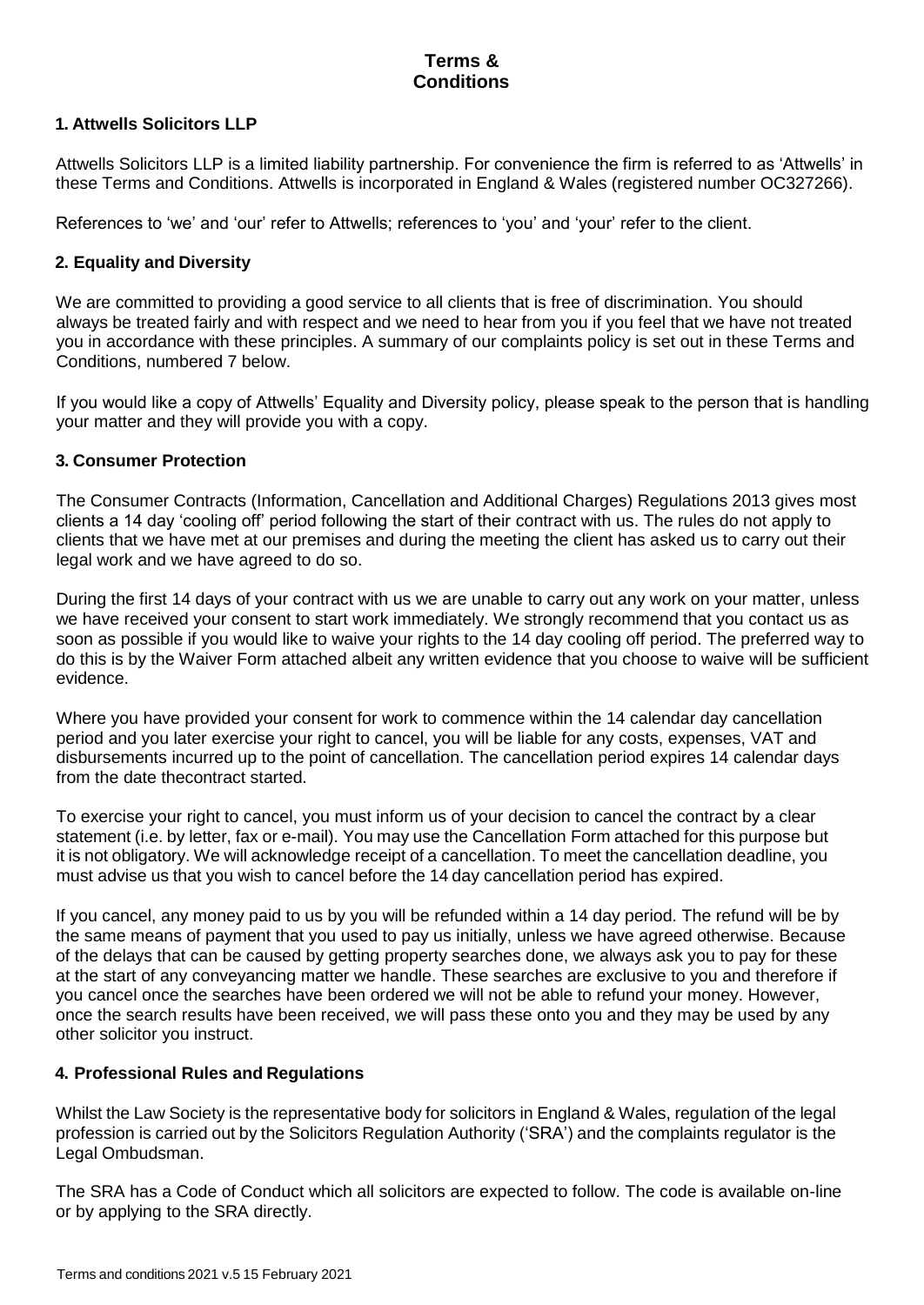# Terms & Conditions

## 1. Attwells Solicitors LLP

Attwells Solicitors LLP is a limited liability partnership. For convenience the firm is referred to as 'Attwells' in these Terms and Conditions. Attwells is incorporated in England & Wales (registered number OC327266).

References to 'we' and 'our' refer to Attwells; references to 'you' and 'your' refer to the client.

## 2. Equality and Diversity

We are committed to providing a good service to all clients that is free of discrimination. You should always be treated fairly and with respect and we need to hear from you if you feel that we have not treated you in accordance with these principles. A summary of our complaints policy is set out in these Terms and Conditions, numbered 7 below.

If you would like a copy of Attwells' Equality and Diversity policy, please speak to the person that is handling your matter and they will provide you with a copy.

## 3. Consumer Protection

The Consumer Contracts (Information, Cancellation and Additional Charges) Regulations 2013 gives most clients a 14 day 'cooling off' period following the start of their contract with us. The rules do not apply to clients that we have met at our premises and during the meeting the client has asked us to carry out their legal work and we have agreed to do so.

During the first 14 days of your contract with us we are unable to carry out any work on your matter, unless we have received your consent to start work immediately. We strongly recommend that you contact us as soon as possible if you would like to waive your rights to the 14 day cooling off period. The preferred way to do this is by the Waiver Form attached albeit any written evidence that you choose to waive will be sufficient evidence.

Where you have provided your consent for work to commence within the 14 calendar day cancellation period and you later exercise your right to cancel, you will be liable for any costs, expenses, VAT and disbursements incurred up to the point of cancellation. The cancellation period expires 14 calendar days from the date thecontract started.

To exercise your right to cancel, you must inform us of your decision to cancel the contract by a clear statement (i.e. by letter, fax or e-mail). You may use the Cancellation Form attached for this purpose but it is not obligatory. We will acknowledge receipt of a cancellation. To meet the cancellation deadline, you must advise us that you wish to cancel before the 14 day cancellation period has expired.

If you cancel, any money paid to us by you will be refunded within a 14 day period. The refund will be by the same means of payment that you used to pay us initially, unless we have agreed otherwise. Because of the delays that can be caused by getting property searches done, we always ask you to pay for these at the start of any conveyancing matter we handle. These searches are exclusive to you and therefore if you cancel once the searches have been ordered we will not be able to refund your money. However, once the search results have been received, we will pass these onto you and they may be used by any other solicitor you instruct.

## 4. Professional Rules and Regulations

Whilst the Law Society is the representative body for solicitors in England & Wales, regulation of the legal profession is carried out by the Solicitors Regulation Authority ('SRA') and the complaints regulator is the Legal Ombudsman.

The SRA has a Code of Conduct which all solicitors are expected to follow. The code is available on-line or by applying to the SRA directly.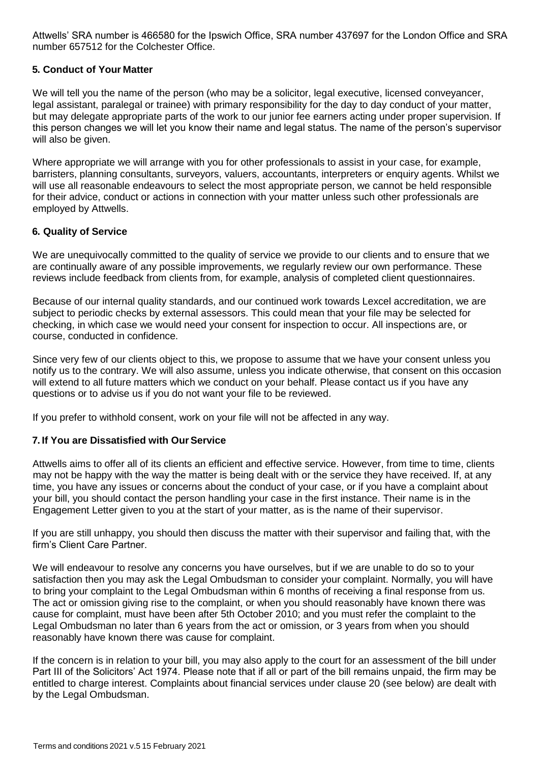Attwells' SRA number is 466580 for the Ipswich Office, SRA number 437697 for the London Office and SRA number 657512 for the Colchester Office.

## 5. Conduct of Your Matter

We will tell you the name of the person (who may be a solicitor, legal executive, licensed conveyancer, legal assistant, paralegal or trainee) with primary responsibility for the day to day conduct of your matter, but may delegate appropriate parts of the work to our junior fee earners acting under proper supervision. If this person changes we will let you know their name and legal status. The name of the person's supervisor will also be given.

Where appropriate we will arrange with you for other professionals to assist in your case, for example, barristers, planning consultants, surveyors, valuers, accountants, interpreters or enquiry agents. Whilst we will use all reasonable endeavours to select the most appropriate person, we cannot be held responsible for their advice, conduct or actions in connection with your matter unless such other professionals are employed by Attwells.

## 6. Quality of Service

We are unequivocally committed to the quality of service we provide to our clients and to ensure that we are continually aware of any possible improvements, we regularly review our own performance. These reviews include feedback from clients from, for example, analysis of completed client questionnaires.

Because of our internal quality standards, and our continued work towards Lexcel accreditation, we are subject to periodic checks by external assessors. This could mean that your file may be selected for checking, in which case we would need your consent for inspection to occur. All inspections are, or course, conducted in confidence.

Since very few of our clients object to this, we propose to assume that we have your consent unless you notify us to the contrary. We will also assume, unless you indicate otherwise, that consent on this occasion will extend to all future matters which we conduct on your behalf. Please contact us if you have any questions or to advise us if you do not want your file to be reviewed.

If you prefer to withhold consent, work on your file will not be affected in any way.

## 7. If You are Dissatisfied with Our Service

Attwells aims to offer all of its clients an efficient and effective service. However, from time to time, clients may not be happy with the way the matter is being dealt with or the service they have received. If, at any time, you have any issues or concerns about the conduct of your case, or if you have a complaint about your bill, you should contact the person handling your case in the first instance. Their name is in the Engagement Letter given to you at the start of your matter, as is the name of their supervisor.

If you are still unhappy, you should then discuss the matter with their supervisor and failing that, with the firm's Client Care Partner.

We will endeavour to resolve any concerns you have ourselves, but if we are unable to do so to your satisfaction then you may ask the Legal Ombudsman to consider your complaint. Normally, you will have to bring your complaint to the Legal Ombudsman within 6 months of receiving a final response from us. The act or omission giving rise to the complaint, or when you should reasonably have known there was cause for complaint, must have been after 5th October 2010; and you must refer the complaint to the Legal Ombudsman no later than 6 years from the act or omission, or 3 years from when you should reasonably have known there was cause for complaint.

If the concern is in relation to your bill, you may also apply to the court for an assessment of the bill under Part III of the Solicitors' Act 1974. Please note that if all or part of the bill remains unpaid, the firm may be entitled to charge interest. Complaints about financial services under clause 20 (see below) are dealt with by the Legal Ombudsman.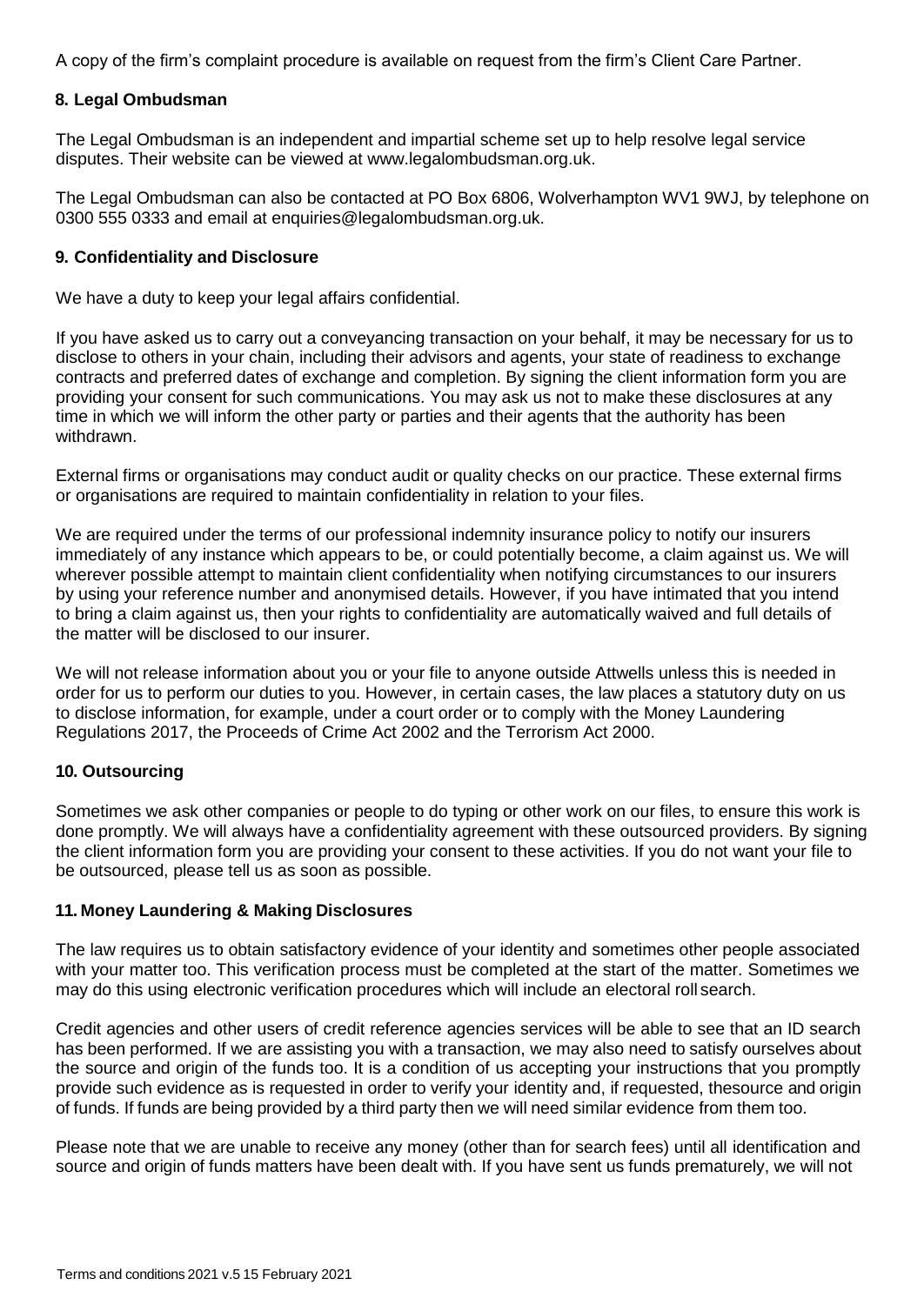A copy of the firm's complaint procedure is available on request from the firm's Client Care Partner.

## 8. Legal Ombudsman

The Legal Ombudsman is an independent and impartial scheme set up to help resolve legal service disputes. Their website can be viewed at www.legalombudsman.org.uk.

The Legal Ombudsman can also be contacted at PO Box 6806, Wolverhampton WV1 9WJ, by telephone on 0300 555 0333 and email at enquiries@legalombudsman.org.uk.

## 9. Confidentiality and Disclosure

We have a duty to keep your legal affairs confidential.

If you have asked us to carry out a conveyancing transaction on your behalf, it may be necessary for us to disclose to others in your chain, including their advisors and agents, your state of readiness to exchange contracts and preferred dates of exchange and completion. By signing the client information form you are providing your consent for such communications. You may ask us not to make these disclosures at any time in which we will inform the other party or parties and their agents that the authority has been withdrawn.

External firms or organisations may conduct audit or quality checks on our practice. These external firms or organisations are required to maintain confidentiality in relation to your files.

We are required under the terms of our professional indemnity insurance policy to notify our insurers immediately of any instance which appears to be, or could potentially become, a claim against us. We will wherever possible attempt to maintain client confidentiality when notifying circumstances to our insurers by using your reference number and anonymised details. However, if you have intimated that you intend to bring a claim against us, then your rights to confidentiality are automatically waived and full details of the matter will be disclosed to our insurer.

We will not release information about you or your file to anyone outside Attwells unless this is needed in order for us to perform our duties to you. However, in certain cases, the law places a statutory duty on us to disclose information, for example, under a court order or to comply with the Money Laundering Regulations 2017, the Proceeds of Crime Act 2002 and the Terrorism Act 2000.

## 10. Outsourcing

Sometimes we ask other companies or people to do typing or other work on our files, to ensure this work is done promptly. We will always have a confidentiality agreement with these outsourced providers. By signing the client information form you are providing your consent to these activities. If you do not want your file to be outsourced, please tell us as soon as possible.

## 11. Money Laundering & Making Disclosures

The law requires us to obtain satisfactory evidence of your identity and sometimes other people associated with your matter too. This verification process must be completed at the start of the matter. Sometimes we may do this using electronic verification procedures which will include an electoral roll search.

Credit agencies and other users of credit reference agencies services will be able to see that an ID search has been performed. If we are assisting you with a transaction, we may also need to satisfy ourselves about the source and origin of the funds too. It is a condition of us accepting your instructions that you promptly provide such evidence as is requested in order to verify your identity and, if requested, thesource and origin of funds. If funds are being provided by a third party then we will need similar evidence from them too.

Please note that we are unable to receive any money (other than for search fees) until all identification and source and origin of funds matters have been dealt with. If you have sent us funds prematurely, we will not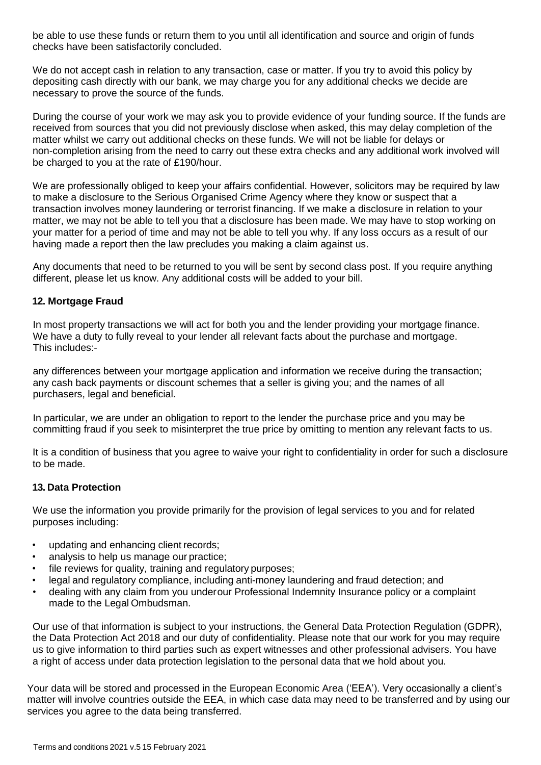be able to use these funds or return them to you until all identification and source and origin of funds checks have been satisfactorily concluded.

We do not accept cash in relation to any transaction, case or matter. If you try to avoid this policy by depositing cash directly with our bank, we may charge you for any additional checks we decide are necessary to prove the source of the funds.

During the course of your work we may ask you to provide evidence of your funding source. If the funds are received from sources that you did not previously disclose when asked, this may delay completion of the matter whilst we carry out additional checks on these funds. We will not be liable for delays or non-completion arising from the need to carry out these extra checks and any additional work involved will be charged to you at the rate of £190/hour.

We are professionally obliged to keep your affairs confidential. However, solicitors may be required by law to make a disclosure to the Serious Organised Crime Agency where they know or suspect that a transaction involves money laundering or terrorist financing. If we make a disclosure in relation to your matter, we may not be able to tell you that a disclosure has been made. We may have to stop working on your matter for a period of time and may not be able to tell you why. If any loss occurs as a result of our having made a report then the law precludes you making a claim against us.

Any documents that need to be returned to you will be sent by second class post. If you require anything different, please let us know. Any additional costs will be added to your bill.

## 12. Mortgage Fraud

In most property transactions we will act for both you and the lender providing your mortgage finance. We have a duty to fully reveal to your lender all relevant facts about the purchase and mortgage. This includes:-

any differences between your mortgage application and information we receive during the transaction; any cash back payments or discount schemes that a seller is giving you; and the names of all purchasers, legal and beneficial.

In particular, we are under an obligation to report to the lender the purchase price and you may be committing fraud if you seek to misinterpret the true price by omitting to mention any relevant facts to us.

It is a condition of business that you agree to waive your right to confidentiality in order for such a disclosure to be made.

## 13. Data Protection

We use the information you provide primarily for the provision of legal services to you and for related purposes including:

- updating and enhancing client records;
- analysis to help us manage our practice;
- file reviews for quality, training and regulatory purposes;
- legal and regulatory compliance, including anti-money laundering and fraud detection; and
- dealing with any claim from you underour Professional Indemnity Insurance policy or a complaint made to the Legal Ombudsman.

Our use of that information is subject to your instructions, the General Data Protection Regulation (GDPR), the Data Protection Act 2018 and our duty of confidentiality. Please note that our work for you may require us to give information to third parties such as expert witnesses and other professional advisers. You have a right of access under data protection legislation to the personal data that we hold about you.

Your data will be stored and processed in the European Economic Area ('EEA'). Very occasionally a client's matter will involve countries outside the EEA, in which case data may need to be transferred and by using our services you agree to the data being transferred.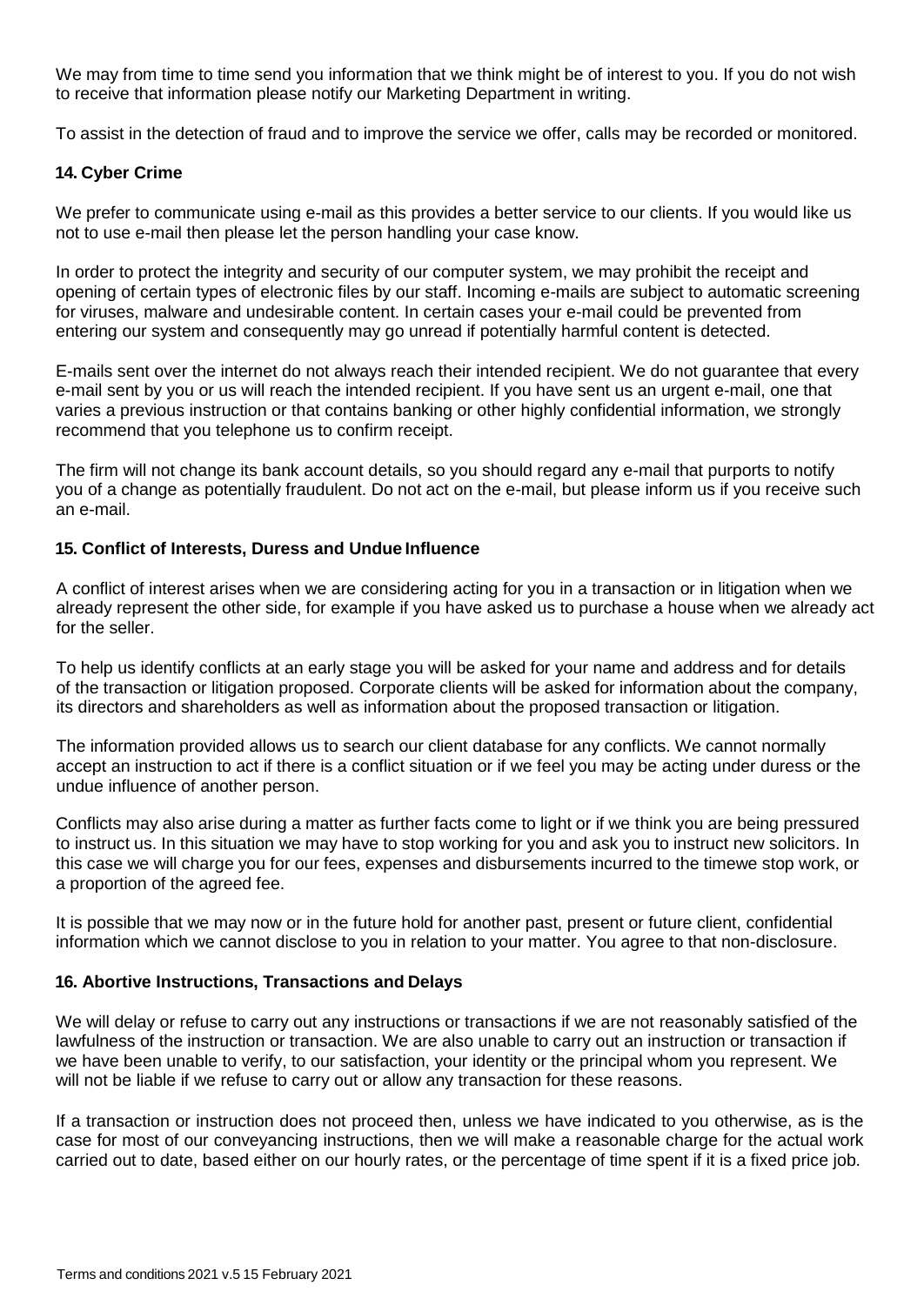We may from time to time send you information that we think might be of interest to you. If you do not wish to receive that information please notify our Marketing Department in writing.

To assist in the detection of fraud and to improve the service we offer, calls may be recorded or monitored.

### 14. Cyber Crime

We prefer to communicate using e-mail as this provides a better service to our clients. If you would like us not to use e-mail then please let the person handling your case know.

In order to protect the integrity and security of our computer system, we may prohibit the receipt and opening of certain types of electronic files by our staff. Incoming e-mails are subject to automatic screening for viruses, malware and undesirable content. In certain cases your e-mail could be prevented from entering our system and consequently may go unread if potentially harmful content is detected.

E-mails sent over the internet do not always reach their intended recipient. We do not guarantee that every e-mail sent by you or us will reach the intended recipient. If you have sent us an urgent e-mail, one that varies a previous instruction or that contains banking or other highly confidential information, we strongly recommend that you telephone us to confirm receipt.

The firm will not change its bank account details, so you should regard any e-mail that purports to notify you of a change as potentially fraudulent. Do not act on the e-mail, but please inform us if you receive such an e-mail.

### 15. Conflict of Interests, Duress and Undue Influence

A conflict of interest arises when we are considering acting for you in a transaction or in litigation when we already represent the other side, for example if you have asked us to purchase a house when we already act for the seller.

To help us identify conflicts at an early stage you will be asked for your name and address and for details of the transaction or litigation proposed. Corporate clients will be asked for information about the company, its directors and shareholders as well as information about the proposed transaction or litigation.

The information provided allows us to search our client database for any conflicts. We cannot normally accept an instruction to act if there is a conflict situation or if we feel you may be acting under duress or the undue influence of another person.

Conflicts may also arise during a matter as further facts come to light or if we think you are being pressured to instruct us. In this situation we may have to stop working for you and ask you to instruct new solicitors. In this case we will charge you for our fees, expenses and disbursements incurred to the timewe stop work, or a proportion of the agreed fee.

It is possible that we may now or in the future hold for another past, present or future client, confidential information which we cannot disclose to you in relation to your matter. You agree to that non-disclosure.

### 16. Abortive Instructions, Transactions and Delays

We will delay or refuse to carry out any instructions or transactions if we are not reasonably satisfied of the lawfulness of the instruction or transaction. We are also unable to carry out an instruction or transaction if we have been unable to verify, to our satisfaction, your identity or the principal whom you represent. We will not be liable if we refuse to carry out or allow any transaction for these reasons.

If a transaction or instruction does not proceed then, unless we have indicated to you otherwise, as is the case for most of our conveyancing instructions, then we will make a reasonable charge for the actual work carried out to date, based either on our hourly rates, or the percentage of time spent if it is a fixed price job.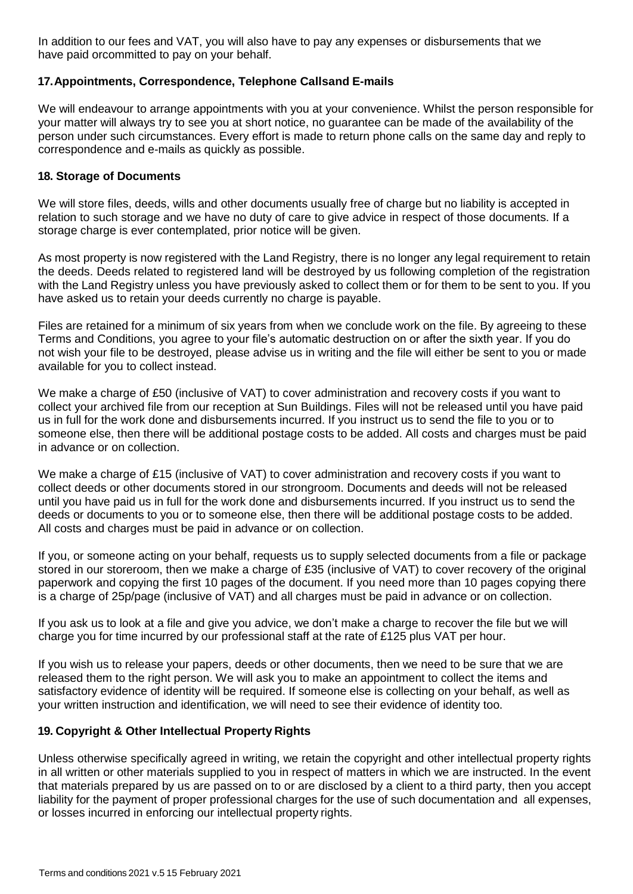In addition to our fees and VAT, you will also have to pay any expenses or disbursements that we have paid orcommitted to pay on your behalf.

## 17. Appointments, Correspondence, Telephone Callsand E-mails

We will endeavour to arrange appointments with you at your convenience. Whilst the person responsible for your matter will always try to see you at short notice, no guarantee can be made of the availability of the person under such circumstances. Every effort is made to return phone calls on the same day and reply to correspondence and e-mails as quickly as possible.

## 18. Storage of Documents

We will store files, deeds, wills and other documents usually free of charge but no liability is accepted in relation to such storage and we have no duty of care to give advice in respect of those documents. If a storage charge is ever contemplated, prior notice will be given.

As most property is now registered with the Land Registry, there is no longer any legal requirement to retain the deeds. Deeds related to registered land will be destroyed by us following completion of the registration with the Land Registry unless you have previously asked to collect them or for them to be sent to you. If you have asked us to retain your deeds currently no charge is payable.

Files are retained for a minimum of six years from when we conclude work on the file. By agreeing to these Terms and Conditions, you agree to your file's automatic destruction on or after the sixth year. If you do not wish your file to be destroyed, please advise us in writing and the file will either be sent to you or made available for you to collect instead.

We make a charge of £50 (inclusive of VAT) to cover administration and recovery costs if you want to collect your archived file from our reception at Sun Buildings. Files will not be released until you have paid us in full for the work done and disbursements incurred. If you instruct us to send the file to you or to someone else, then there will be additional postage costs to be added. All costs and charges must be paid in advance or on collection.

We make a charge of £15 (inclusive of VAT) to cover administration and recovery costs if you want to collect deeds or other documents stored in our strongroom. Documents and deeds will not be released until you have paid us in full for the work done and disbursements incurred. If you instruct us to send the deeds or documents to you or to someone else, then there will be additional postage costs to be added. All costs and charges must be paid in advance or on collection.

If you, or someone acting on your behalf, requests us to supply selected documents from a file or package stored in our storeroom, then we make a charge of £35 (inclusive of VAT) to cover recovery of the original paperwork and copying the first 10 pages of the document. If you need more than 10 pages copying there is a charge of 25p/page (inclusive of VAT) and all charges must be paid in advance or on collection.

If you ask us to look at a file and give you advice, we don't make a charge to recover the file but we will charge you for time incurred by our professional staff at the rate of £125 plus VAT per hour.

If you wish us to release your papers, deeds or other documents, then we need to be sure that we are released them to the right person. We will ask you to make an appointment to collect the items and satisfactory evidence of identity will be required. If someone else is collecting on your behalf, as well as your written instruction and identification, we will need to see their evidence of identity too.

## 19. Copyright & Other Intellectual Property Rights

Unless otherwise specifically agreed in writing, we retain the copyright and other intellectual property rights in all written or other materials supplied to you in respect of matters in which we are instructed. In the event that materials prepared by us are passed on to or are disclosed by a client to a third party, then you accept liability for the payment of proper professional charges for the use of such documentation and all expenses, or losses incurred in enforcing our intellectual property rights.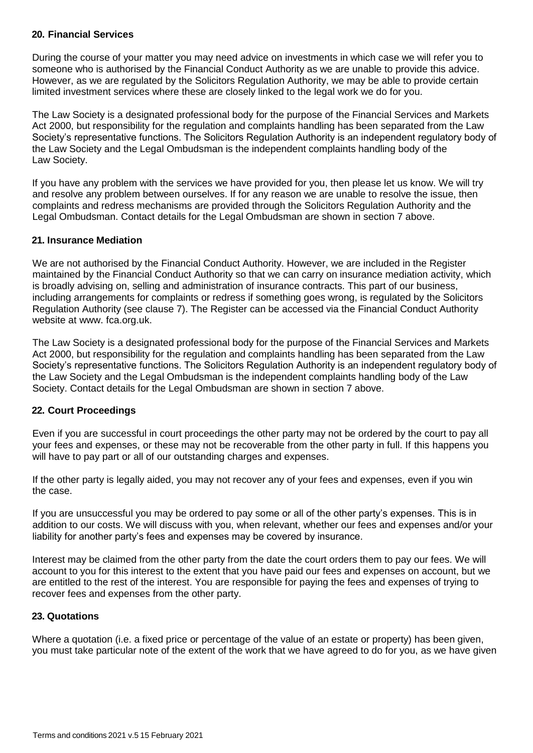## 20. Financial Services

During the course of your matter you may need advice on investments in which case we will refer you to someone who is authorised by the Financial Conduct Authority as we are unable to provide this advice. However, as we are regulated by the Solicitors Regulation Authority, we may be able to provide certain limited investment services where these are closely linked to the legal work we do for you.

The Law Society is a designated professional body for the purpose of the Financial Services and Markets Act 2000, but responsibility for the regulation and complaints handling has been separated from the Law Society's representative functions. The Solicitors Regulation Authority is an independent regulatory body of the Law Society and the Legal Ombudsman is the independent complaints handling body of the Law Society.

If you have any problem with the services we have provided for you, then please let us know. We will try and resolve any problem between ourselves. If for any reason we are unable to resolve the issue, then complaints and redress mechanisms are provided through the Solicitors Regulation Authority and the Legal Ombudsman. Contact details for the Legal Ombudsman are shown in section 7 above.

## 21. Insurance Mediation

We are not authorised by the Financial Conduct Authority. However, we are included in the Register maintained by the Financial Conduct Authority so that we can carry on insurance mediation activity, which is broadly advising on, selling and administration of insurance contracts. This part of our business, including arrangements for complaints or redress if something goes wrong, is regulated by the Solicitors Regulation Authority (see clause 7). The Register can be accessed via the Financial Conduct Authority website at www. fca.org.uk.

The Law Society is a designated professional body for the purpose of the Financial Services and Markets Act 2000, but responsibility for the regulation and complaints handling has been separated from the Law Society's representative functions. The Solicitors Regulation Authority is an independent regulatory body of the Law Society and the Legal Ombudsman is the independent complaints handling body of the Law Society. Contact details for the Legal Ombudsman are shown in section 7 above.

## 22. Court Proceedings

Even if you are successful in court proceedings the other party may not be ordered by the court to pay all your fees and expenses, or these may not be recoverable from the other party in full. If this happens you will have to pay part or all of our outstanding charges and expenses.

If the other party is legally aided, you may not recover any of your fees and expenses, even if you win the case.

If you are unsuccessful you may be ordered to pay some or all of the other party's expenses. This is in addition to our costs. We will discuss with you, when relevant, whether our fees and expenses and/or your liability for another party's fees and expenses may be covered by insurance.

Interest may be claimed from the other party from the date the court orders them to pay our fees. We will account to you for this interest to the extent that you have paid our fees and expenses on account, but we are entitled to the rest of the interest. You are responsible for paying the fees and expenses of trying to recover fees and expenses from the other party.

## 23. Quotations

Where a quotation (i.e. a fixed price or percentage of the value of an estate or property) has been given, you must take particular note of the extent of the work that we have agreed to do for you, as we have given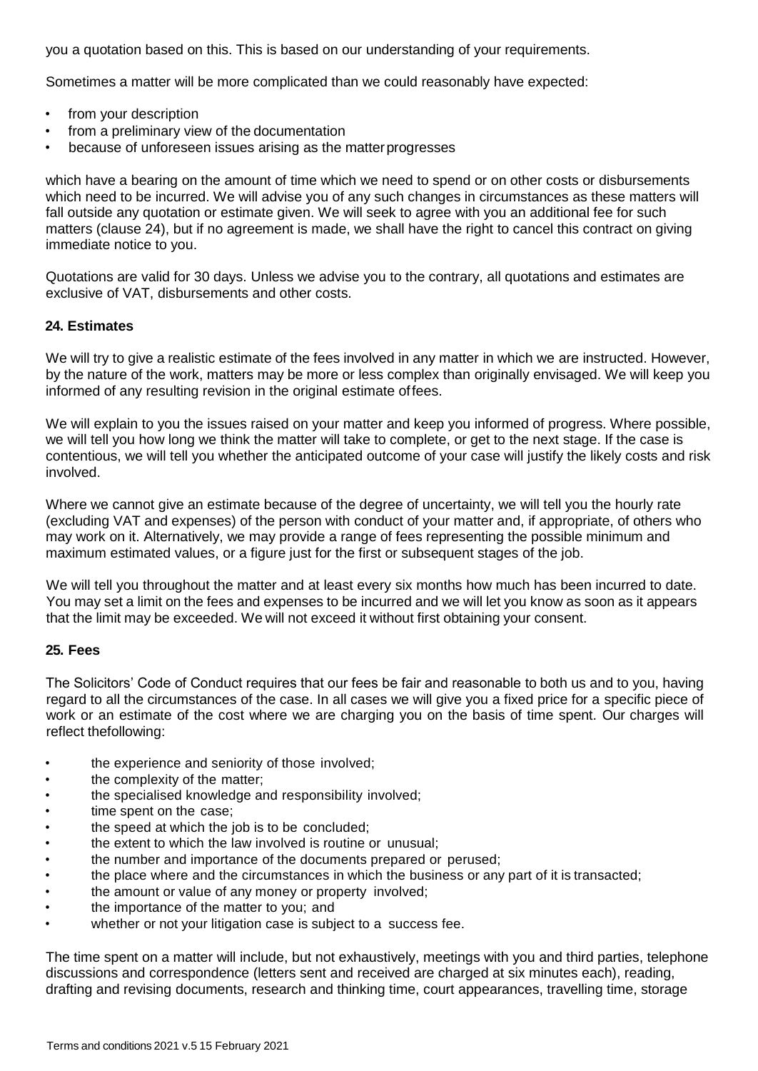you a quotation based on this. This is based on our understanding of your requirements.

Sometimes a matter will be more complicated than we could reasonably have expected:

- from your description
- from a preliminary view of the documentation
- because of unforeseen issues arising as the matter progresses

which have a bearing on the amount of time which we need to spend or on other costs or disbursements which need to be incurred. We will advise you of any such changes in circumstances as these matters will fall outside any quotation or estimate given. We will seek to agree with you an additional fee for such matters (clause 24), but if no agreement is made, we shall have the right to cancel this contract on giving immediate notice to you.

Quotations are valid for 30 days. Unless we advise you to the contrary, all quotations and estimates are exclusive of VAT, disbursements and other costs.

### 24. Estimates

We will try to give a realistic estimate of the fees involved in any matter in which we are instructed. However, by the nature of the work, matters may be more or less complex than originally envisaged. We will keep you informed of any resulting revision in the original estimate of fees.

We will explain to you the issues raised on your matter and keep you informed of progress. Where possible, we will tell you how long we think the matter will take to complete, or get to the next stage. If the case is contentious, we will tell you whether the anticipated outcome of your case will justify the likely costs and risk involved.

Where we cannot give an estimate because of the degree of uncertainty, we will tell you the hourly rate (excluding VAT and expenses) of the person with conduct of your matter and, if appropriate, of others who may work on it. Alternatively, we may provide a range of fees representing the possible minimum and maximum estimated values, or a figure just for the first or subsequent stages of the job.

We will tell you throughout the matter and at least every six months how much has been incurred to date. You may set a limit on the fees and expenses to be incurred and we will let you know as soon as it appears that the limit may be exceeded. We will not exceed it without first obtaining your consent.

### 25. Fees

The Solicitors' Code of Conduct requires that our fees be fair and reasonable to both us and to you, having regard to all the circumstances of the case. In all cases we will give you a fixed price for a specific piece of work or an estimate of the cost where we are charging you on the basis of time spent. Our charges will reflect the following:

- the experience and seniority of those involved;
- the complexity of the matter;
- the specialised knowledge and responsibility involved;
- time spent on the case;
- the speed at which the job is to be concluded;
- the extent to which the law involved is routine or unusual;
- the number and importance of the documents prepared or perused;
- the place where and the circumstances in which the business or any part of it is transacted;
- the amount or value of any money or property involved;
- the importance of the matter to you; and
- whether or not your litigation case is subject to a success fee.

The time spent on a matter will include, but not exhaustively, meetings with you and third parties, telephone discussions and correspondence (letters sent and received are charged at six minutes each), reading, drafting and revising documents, research and thinking time, court appearances, travelling time, storage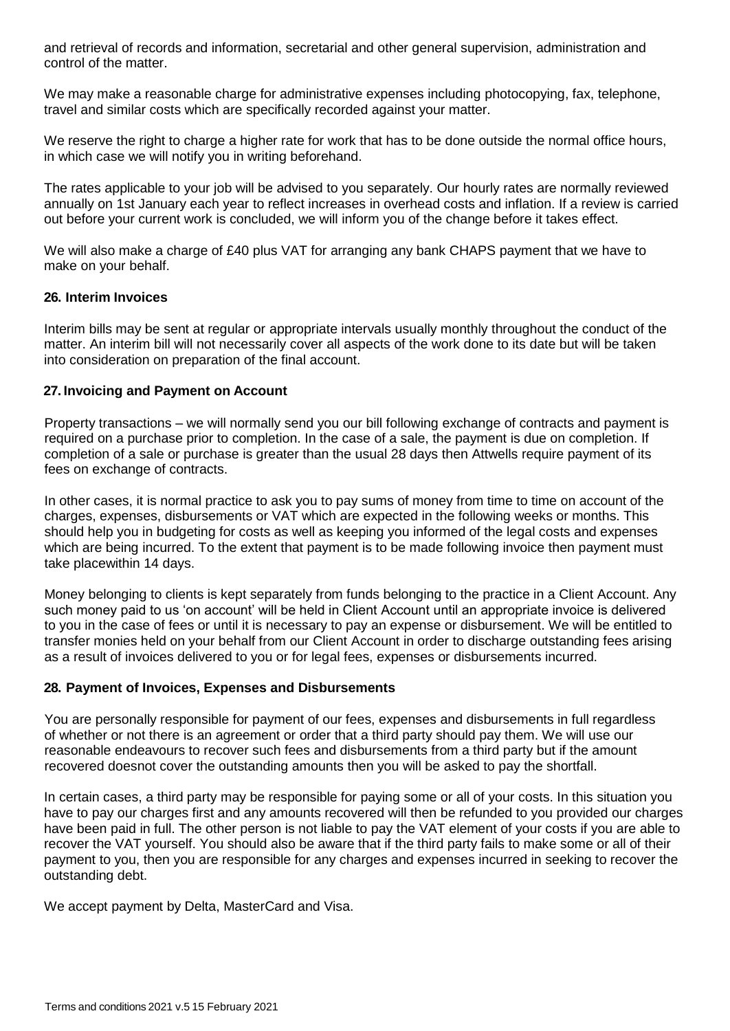and retrieval of records and information, secretarial and other general supervision, administration and control of the matter.

We may make a reasonable charge for administrative expenses including photocopying, fax, telephone, travel and similar costs which are specifically recorded against your matter.

We reserve the right to charge a higher rate for work that has to be done outside the normal office hours, in which case we will notify you in writing beforehand.

The rates applicable to your job will be advised to you separately. Our hourly rates are normally reviewed annually on 1st January each year to reflect increases in overhead costs and inflation. If a review is carried out before your current work is concluded, we will inform you of the change before it takes effect.

We will also make a charge of £40 plus VAT for arranging any bank CHAPS payment that we have to make on your behalf.

### 26. Interim Invoices

Interim bills may be sent at regular or appropriate intervals usually monthly throughout the conduct of the matter. An interim bill will not necessarily cover all aspects of the work done to its date but will be taken into consideration on preparation of the final account.

### 27. Invoicing and Payment on Account

Property transactions – we will normally send you our bill following exchange of contracts and payment is required on a purchase prior to completion. In the case of a sale, the payment is due on completion. If completion of a sale or purchase is greater than the usual 28 days then Attwells require payment of its fees on exchange of contracts.

In other cases, it is normal practice to ask you to pay sums of money from time to time on account of the charges, expenses, disbursements or VAT which are expected in the following weeks or months. This should help you in budgeting for costs as well as keeping you informed of the legal costs and expenses which are being incurred. To the extent that payment is to be made following invoice then payment must take placewithin 14 days.

Money belonging to clients is kept separately from funds belonging to the practice in a Client Account. Any such money paid to us 'on account' will be held in Client Account until an appropriate invoice is delivered to you in the case of fees or until it is necessary to pay an expense or disbursement. We will be entitled to transfer monies held on your behalf from our Client Account in order to discharge outstanding fees arising as a result of invoices delivered to you or for legal fees, expenses or disbursements incurred.

### 28. Payment of Invoices, Expenses and Disbursements

You are personally responsible for payment of our fees, expenses and disbursements in full regardless of whether or not there is an agreement or order that a third party should pay them. We will use our reasonable endeavours to recover such fees and disbursements from a third party but if the amount recovered doesnot cover the outstanding amounts then you will be asked to pay the shortfall.

In certain cases, a third party may be responsible for paying some or all of your costs. In this situation you have to pay our charges first and any amounts recovered will then be refunded to you provided our charges have been paid in full. The other person is not liable to pay the VAT element of your costs if you are able to recover the VAT yourself. You should also be aware that if the third party fails to make some or all of their payment to you, then you are responsible for any charges and expenses incurred in seeking to recover the outstanding debt.

We accept payment by Delta, MasterCard and Visa.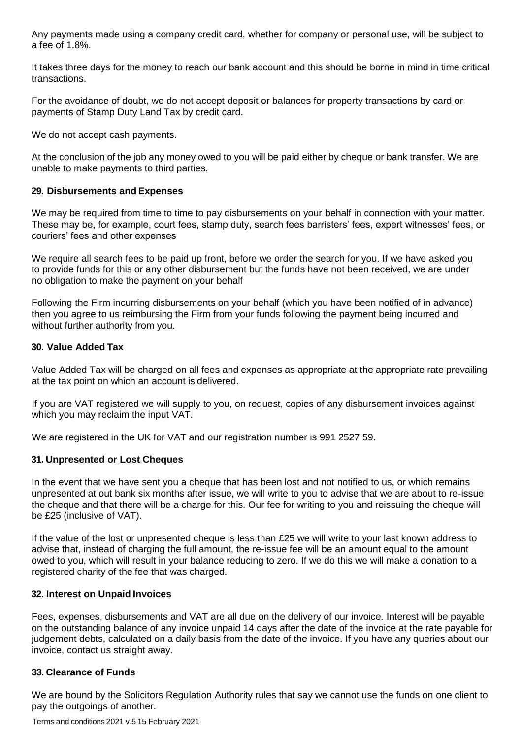Any payments made using a company credit card, whether for company or personal use, will be subject to a fee of 1.8%.

It takes three days for the money to reach our bank account and this should be borne in mind in time critical transactions.

For the avoidance of doubt, we do not accept deposit or balances for property transactions by card or payments of Stamp Duty Land Tax by credit card.

We do not accept cash payments.

At the conclusion of the job any money owed to you will be paid either by cheque or bank transfer. We are unable to make payments to third parties.

### 29. Disbursements and Expenses

We may be required from time to time to pay disbursements on your behalf in connection with your matter. These may be, for example, court fees, stamp duty, search fees barristers' fees, expert witnesses' fees, or couriers' fees and other expenses

We require all search fees to be paid up front, before we order the search for you. If we have asked you to provide funds for this or any other disbursement but the funds have not been received, we are under no obligation to make the payment on your behalf

Following the Firm incurring disbursements on your behalf (which you have been notified of in advance) then you agree to us reimbursing the Firm from your funds following the payment being incurred and without further authority from you.

### 30. Value Added Tax

Value Added Tax will be charged on all fees and expenses as appropriate at the appropriate rate prevailing at the tax point on which an account is delivered.

If you are VAT registered we will supply to you, on request, copies of any disbursement invoices against which you may reclaim the input VAT.

We are registered in the UK for VAT and our registration number is 991 2527 59.

### 31. Unpresented or Lost Cheques

In the event that we have sent you a cheque that has been lost and not notified to us, or which remains unpresented at out bank six months after issue, we will write to you to advise that we are about to re-issue the cheque and that there will be a charge for this. Our fee for writing to you and reissuing the cheque will be £25 (inclusive of VAT).

If the value of the lost or unpresented cheque is less than £25 we will write to your last known address to advise that, instead of charging the full amount, the re-issue fee will be an amount equal to the amount owed to you, which will result in your balance reducing to zero. If we do this we will make a donation to a registered charity of the fee that was charged.

### 32. Interest on Unpaid Invoices

Fees, expenses, disbursements and VAT are all due on the delivery of our invoice. Interest will be payable on the outstanding balance of any invoice unpaid 14 days after the date of the invoice at the rate payable for judgement debts, calculated on a daily basis from the date of the invoice. If you have any queries about our invoice, contact us straight away.

### 33. Clearance of Funds

We are bound by the Solicitors Regulation Authority rules that say we cannot use the funds on one client to pay the outgoings of another.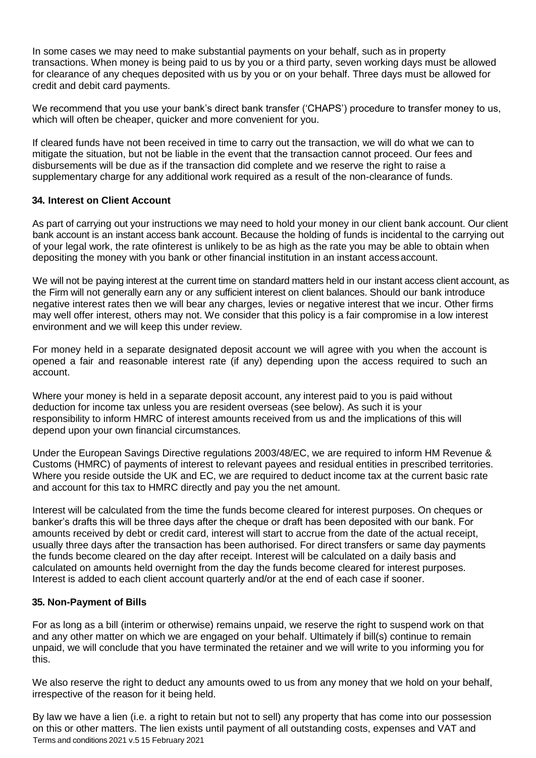In some cases we may need to make substantial payments on your behalf, such as in property transactions. When money is being paid to us by you or a third party, seven working days must be allowed for clearance of any cheques deposited with us by you or on your behalf. Three days must be allowed for credit and debit card payments.

We recommend that you use your bank's direct bank transfer ('CHAPS') procedure to transfer money to us, which will often be cheaper, quicker and more convenient for you.

If cleared funds have not been received in time to carry out the transaction, we will do what we can to mitigate the situation, but not be liable in the event that the transaction cannot proceed. Our fees and disbursements will be due as if the transaction did complete and we reserve the right to raise a supplementary charge for any additional work required as a result of the non-clearance of funds.

### 34. Interest on Client Account

As part of carrying out your instructions we may need to hold your money in our client bank account. Our client bank account is an instant access bank account. Because the holding of funds is incidental to the carrying out of your legal work, the rate ofinterest is unlikely to be as high as the rate you may be able to obtain when depositing the money with you bank or other financial institution in an instant accessaccount.

We will not be paying interest at the current time on standard matters held in our instant access client account, as the Firm will not generally earn any or any sufficient interest on client balances. Should our bank introduce negative interest rates then we will bear any charges, levies or negative interest that we incur. Other firms may well offer interest, others may not. We consider that this policy is a fair compromise in a low interest environment and we will keep this under review.

For money held in a separate designated deposit account we will agree with you when the account is opened a fair and reasonable interest rate (if any) depending upon the access required to such an account.

Where your money is held in a separate deposit account, any interest paid to you is paid without deduction for income tax unless you are resident overseas (see below). As such it is your responsibility to inform HMRC of interest amounts received from us and the implications of this will depend upon your own financial circumstances.

Under the European Savings Directive regulations 2003/48/EC, we are required to inform HM Revenue & Customs (HMRC) of payments of interest to relevant payees and residual entities in prescribed territories. Where you reside outside the UK and EC, we are required to deduct income tax at the current basic rate and account for this tax to HMRC directly and pay you the net amount.

Interest will be calculated from the time the funds become cleared for interest purposes. On cheques or banker's drafts this will be three days after the cheque or draft has been deposited with our bank. For amounts received by debt or credit card, interest will start to accrue from the date of the actual receipt, usually three days after the transaction has been authorised. For direct transfers or same day payments the funds become cleared on the day after receipt. Interest will be calculated on a daily basis and calculated on amounts held overnight from the day the funds become cleared for interest purposes. Interest is added to each client account quarterly and/or at the end of each case if sooner.

### 35. Non-Payment of Bills

For as long as a bill (interim or otherwise) remains unpaid, we reserve the right to suspend work on that and any other matter on which we are engaged on your behalf. Ultimately if bill(s) continue to remain unpaid, we will conclude that you have terminated the retainer and we will write to you informing you for this.

We also reserve the right to deduct any amounts owed to us from any money that we hold on your behalf, irrespective of the reason for it being held.

By law we have a lien (i.e. a right to retain but not to sell) any property that has come into our possession on this or other matters. The lien exists until payment of all outstanding costs, expenses and VAT and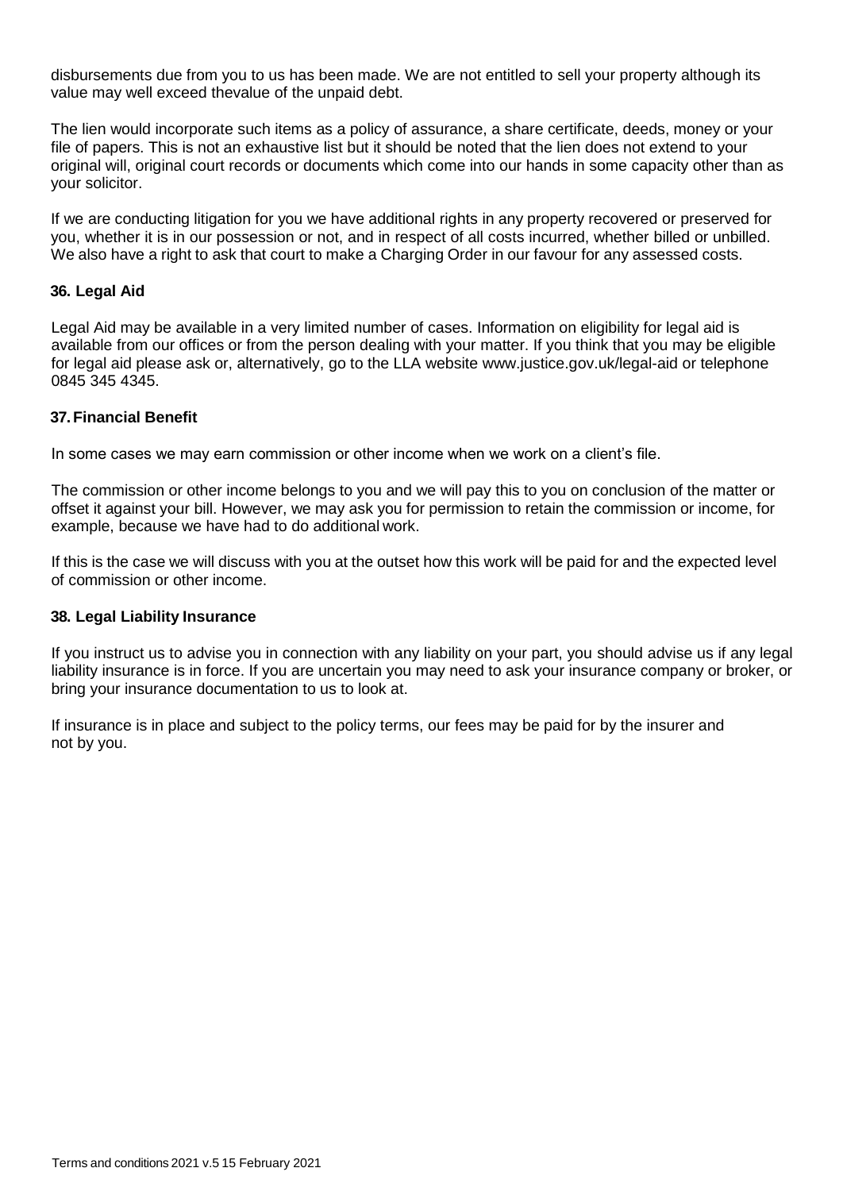disbursements due from you to us has been made. We are not entitled to sell your property although its value may well exceed thevalue of the unpaid debt.

The lien would incorporate such items as a policy of assurance, a share certificate, deeds, money or your file of papers. This is not an exhaustive list but it should be noted that the lien does not extend to your original will, original court records or documents which come into our hands in some capacity other than as your solicitor.

If we are conducting litigation for you we have additional rights in any property recovered or preserved for you, whether it is in our possession or not, and in respect of all costs incurred, whether billed or unbilled. We also have a right to ask that court to make a Charging Order in our favour for any assessed costs.

#### 36. Legal Aid

Legal Aid may be available in a very limited number of cases. Information on eligibility for legal aid is available from our offices or from the person dealing with your matter. If you think that you may be eligible for legal aid please ask or, alternatively, go to the LLA website www.justice.gov.uk/legal-aid or telephone 0845 345 4345.

#### 37. Financial Benefit

In some cases we may earn commission or other income when we work on a client's file.

The commission or other income belongs to you and we will pay this to you on conclusion of the matter or offset it against your bill. However, we may ask you for permission to retain the commission or income, for example, because we have had to do additional work.

If this is the case we will discuss with you at the outset how this work will be paid for and the expected level of commission or other income.

#### 38. Legal Liability Insurance

If you instruct us to advise you in connection with any liability on your part, you should advise us if any legal liability insurance is in force. If you are uncertain you may need to ask your insurance company or broker, or bring your insurance documentation to us to look at.

If insurance is in place and subject to the policy terms, our fees may be paid for by the insurer and not by you.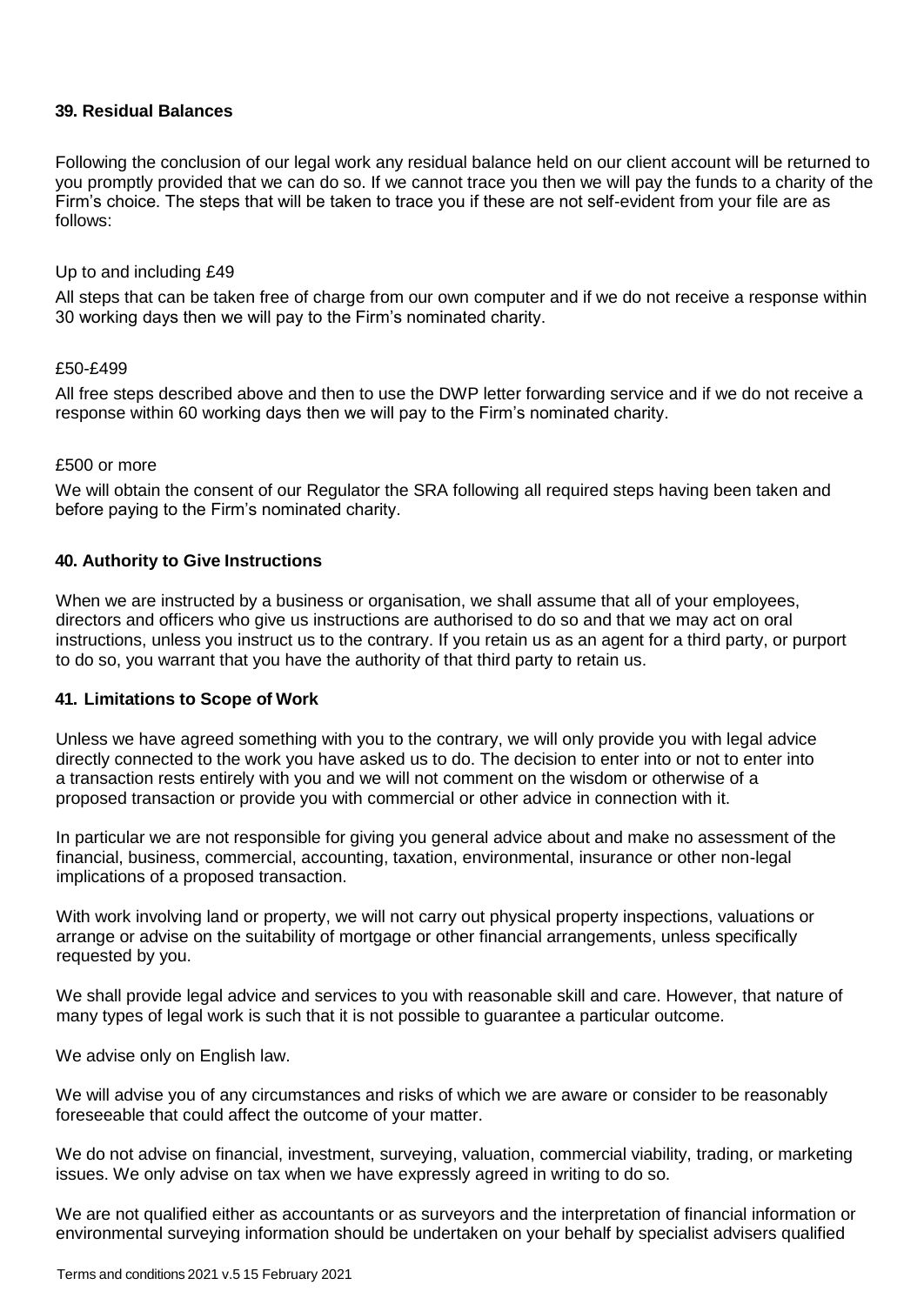### 39. Residual Balances

Following the conclusion of our legal work any residual balance held on our client account will be returned to you promptly provided that we can do so. If we cannot trace you then we will pay the funds to a charity of the Firm's choice. The steps that will be taken to trace you if these are not self-evident from your file are as follows:

Up to and including £49

All steps that can be taken free of charge from our own computer and if we do not receive a response within 30 working days then we will pay to the Firm's nominated charity.

£50-£499

All free steps described above and then to use the DWP letter forwarding service and if we do not receive a response within 60 working days then we will pay to the Firm's nominated charity.

£500 or more

We will obtain the consent of our Regulator the SRA following all required steps having been taken and before paying to the Firm's nominated charity.

### 40. Authority to Give Instructions

When we are instructed by a business or organisation, we shall assume that all of your employees, directors and officers who give us instructions are authorised to do so and that we may act on oral instructions, unless you instruct us to the contrary. If you retain us as an agent for a third party, or purport to do so, you warrant that you have the authority of that third party to retain us.

### 41. Limitations to Scope of Work

Unless we have agreed something with you to the contrary, we will only provide you with legal advice directly connected to the work you have asked us to do. The decision to enter into or not to enter into a transaction rests entirely with you and we will not comment on the wisdom or otherwise of a proposed transaction or provide you with commercial or other advice in connection with it.

In particular we are not responsible for giving you general advice about and make no assessment of the financial, business, commercial, accounting, taxation, environmental, insurance or other non-legal implications of a proposed transaction.

With work involving land or property, we will not carry out physical property inspections, valuations or arrange or advise on the suitability of mortgage or other financial arrangements, unless specifically requested by you.

We shall provide legal advice and services to you with reasonable skill and care. However, that nature of many types of legal work is such that it is not possible to guarantee a particular outcome.

We advise only on English law.

We will advise you of any circumstances and risks of which we are aware or consider to be reasonably foreseeable that could affect the outcome of your matter.

We do not advise on financial, investment, surveying, valuation, commercial viability, trading, or marketing issues. We only advise on tax when we have expressly agreed in writing to do so.

We are not qualified either as accountants or as surveyors and the interpretation of financial information or environmental surveying information should be undertaken on your behalf by specialist advisers qualified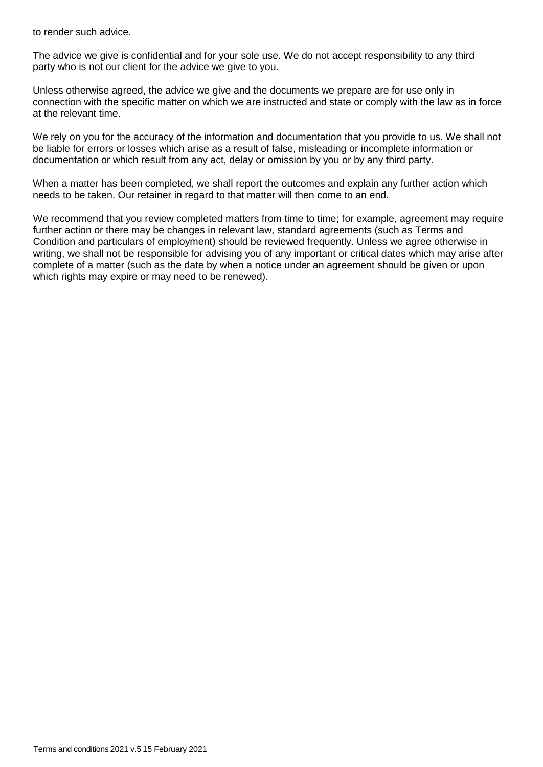to render such advice.

The advice we give is confidential and for your sole use. We do not accept responsibility to any third party who is not our client for the advice we give to you.

Unless otherwise agreed, the advice we give and the documents we prepare are for use only in connection with the specific matter on which we are instructed and state or comply with the law as in force at the relevant time.

We rely on you for the accuracy of the information and documentation that you provide to us. We shall not be liable for errors or losses which arise as a result of false, misleading or incomplete information or documentation or which result from any act, delay or omission by you or by any third party.

When a matter has been completed, we shall report the outcomes and explain any further action which needs to be taken. Our retainer in regard to that matter will then come to an end.

We recommend that you review completed matters from time to time; for example, agreement may require further action or there may be changes in relevant law, standard agreements (such as Terms and Condition and particulars of employment) should be reviewed frequently. Unless we agree otherwise in writing, we shall not be responsible for advising you of any important or critical dates which may arise after complete of a matter (such as the date by when a notice under an agreement should be given or upon which rights may expire or may need to be renewed).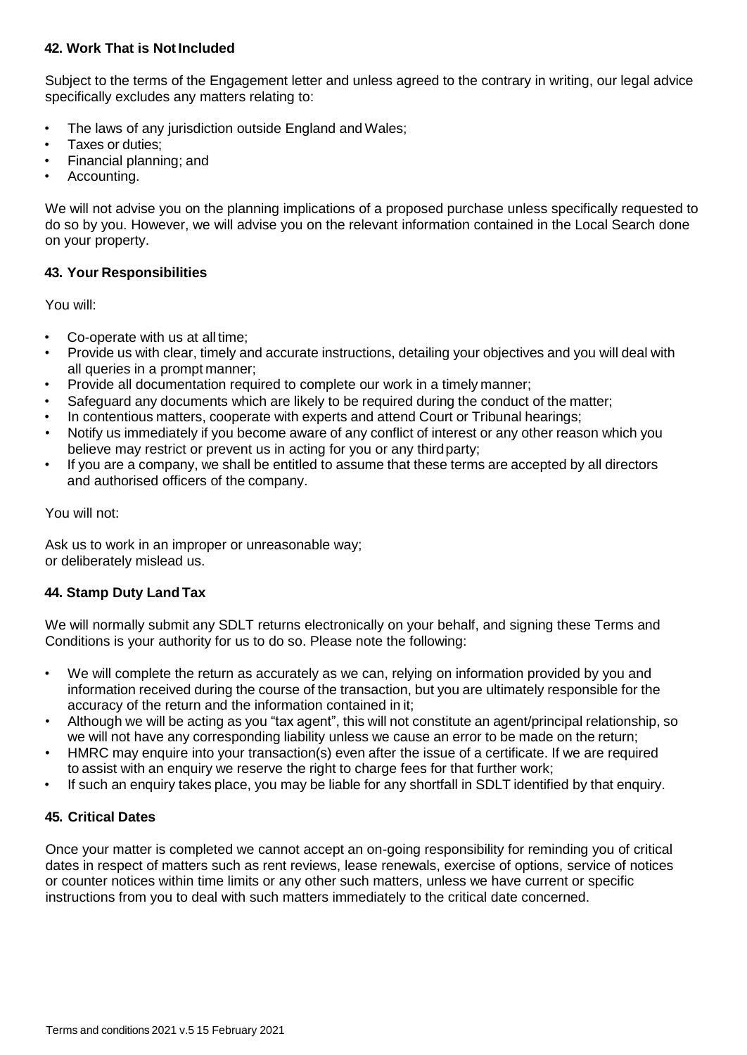### 42. Work That is Not Included

Subject to the terms of the Engagement letter and unless agreed to the contrary in writing, our legal advice specifically excludes any matters relating to:

- The laws of any jurisdiction outside England and Wales;
- Taxes or duties;
- Financial planning; and
- Accounting.

We will not advise you on the planning implications of a proposed purchase unless specifically requested to do so by you. However, we will advise you on the relevant information contained in the Local Search done on your property.

### 43. Your Responsibilities

You will:

- Co-operate with us at all time;
- Provide us with clear, timely and accurate instructions, detailing your objectives and you will deal with all queries in a prompt manner;
- Provide all documentation required to complete our work in a timely manner;
- Safeguard any documents which are likely to be required during the conduct of the matter;
- In contentious matters, cooperate with experts and attend Court or Tribunal hearings;
- Notify us immediately if you become aware of any conflict of interest or any other reason which you believe may restrict or prevent us in acting for you or any third party;
- If you are a company, we shall be entitled to assume that these terms are accepted by all directors and authorised officers of the company.

You will not:

Ask us to work in an improper or unreasonable way;
or deliberately mislead us.

### 44. Stamp Duty Land Tax

We will normally submit any SDLT returns electronically on your behalf, and signing these Terms and Conditions is your authority for us to do so. Please note the following:

- We will complete the return as accurately as we can, relying on information provided by you and information received during the course of the transaction, but you are ultimately responsible for the accuracy of the return and the information contained in it;
- Although we will be acting as you "tax agent", this will not constitute an agent/principal relationship, so we will not have any corresponding liability unless we cause an error to be made on the return;
- HMRC may enquire into your transaction(s) even after the issue of a certificate. If we are required to assist with an enquiry we reserve the right to charge fees for that further work;
- If such an enquiry takes place, you may be liable for any shortfall in SDLT identified by that enquiry.

### 45. Critical Dates

Once your matter is completed we cannot accept an on-going responsibility for reminding you of critical dates in respect of matters such as rent reviews, lease renewals, exercise of options, service of notices or counter notices within time limits or any other such matters, unless we have current or specific instructions from you to deal with such matters immediately to the critical date concerned.

Terms and conditions 2021 v.5 15 February 2021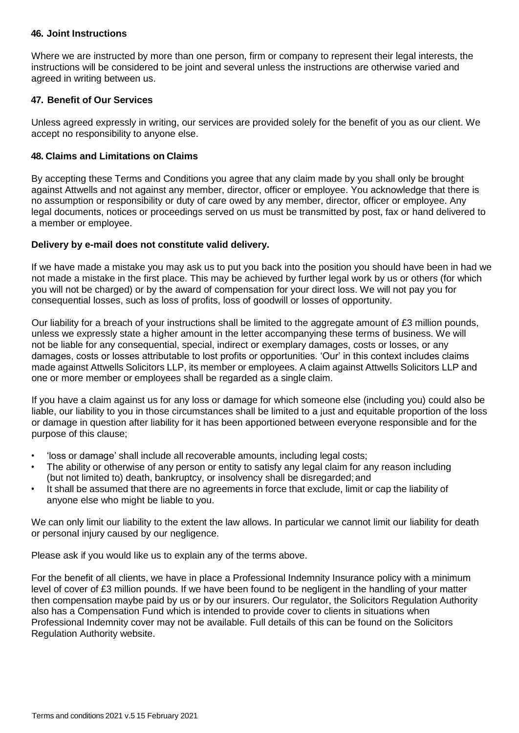### 46. Joint Instructions

Where we are instructed by more than one person, firm or company to represent their legal interests, the instructions will be considered to be joint and several unless the instructions are otherwise varied and agreed in writing between us.

### 47. Benefit of Our Services

Unless agreed expressly in writing, our services are provided solely for the benefit of you as our client. We accept no responsibility to anyone else.

### 48. Claims and Limitations on Claims

By accepting these Terms and Conditions you agree that any claim made by you shall only be brought against Attwells and not against any member, director, officer or employee. You acknowledge that there is no assumption or responsibility or duty of care owed by any member, director, officer or employee. Any legal documents, notices or proceedings served on us must be transmitted by post, fax or hand delivered to a member or employee.

**Delivery by e-mail does not constitute valid delivery.**

If we have made a mistake you may ask us to put you back into the position you should have been in had we not made a mistake in the first place. This may be achieved by further legal work by us or others (for which you will not be charged) or by the award of compensation for your direct loss. We will not pay you for consequential losses, such as loss of profits, loss of goodwill or losses of opportunity.

Our liability for a breach of your instructions shall be limited to the aggregate amount of £3 million pounds, unless we expressly state a higher amount in the letter accompanying these terms of business. We will not be liable for any consequential, special, indirect or exemplary damages, costs or losses, or any damages, costs or losses attributable to lost profits or opportunities. 'Our' in this context includes claims made against Attwells Solicitors LLP, its member or employees. A claim against Attwells Solicitors LLP and one or more member or employees shall be regarded as a single claim.

If you have a claim against us for any loss or damage for which someone else (including you) could also be liable, our liability to you in those circumstances shall be limited to a just and equitable proportion of the loss or damage in question after liability for it has been apportioned between everyone responsible and for the purpose of this clause;

- 'loss or damage' shall include all recoverable amounts, including legal costs;
- The ability or otherwise of any person or entity to satisfy any legal claim for any reason including (but not limited to) death, bankruptcy, or insolvency shall be disregarded; and
- It shall be assumed that there are no agreements in force that exclude, limit or cap the liability of anyone else who might be liable to you.

We can only limit our liability to the extent the law allows. In particular we cannot limit our liability for death or personal injury caused by our negligence.

Please ask if you would like us to explain any of the terms above.

For the benefit of all clients, we have in place a Professional Indemnity Insurance policy with a minimum level of cover of £3 million pounds. If we have been found to be negligent in the handling of your matter then compensation maybe paid by us or by our insurers. Our regulator, the Solicitors Regulation Authority also has a Compensation Fund which is intended to provide cover to clients in situations when Professional Indemnity cover may not be available. Full details of this can be found on the Solicitors Regulation Authority website.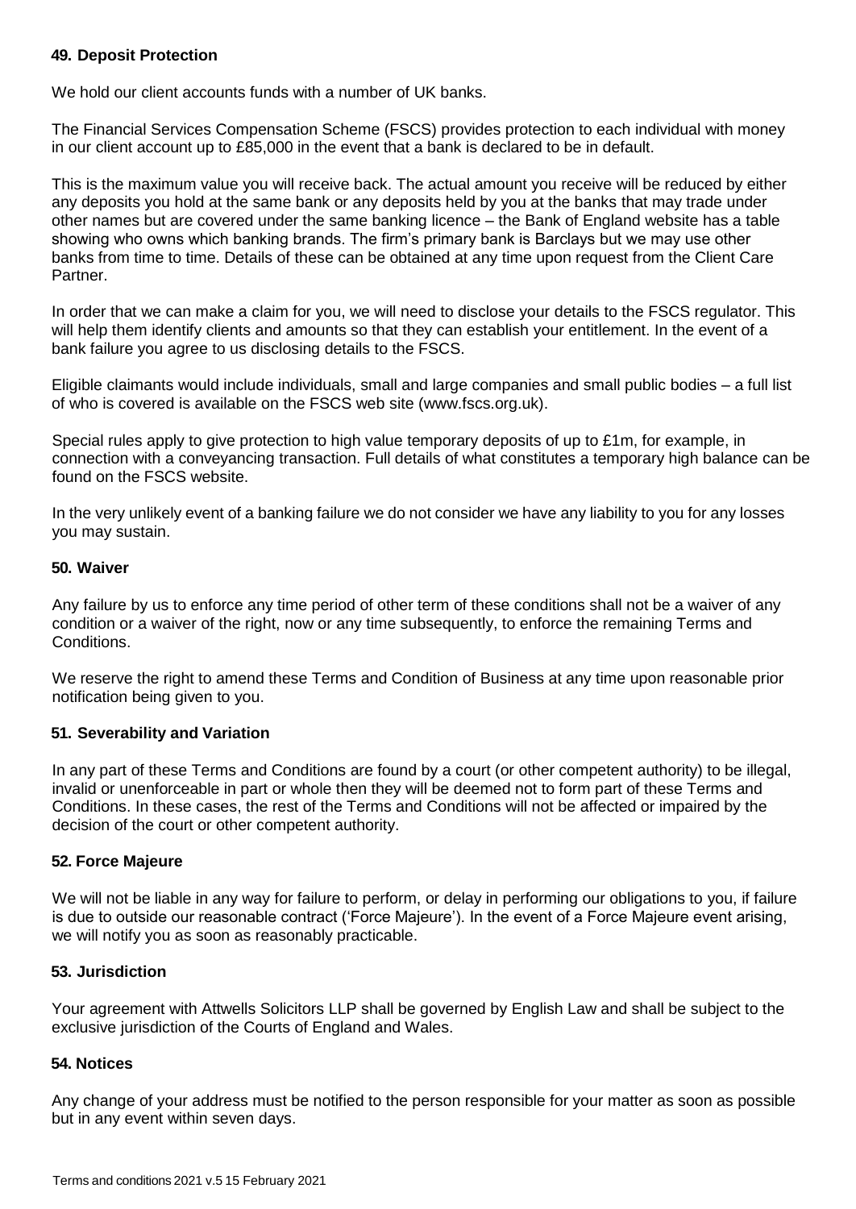### 49. Deposit Protection

We hold our client accounts funds with a number of UK banks.

The Financial Services Compensation Scheme (FSCS) provides protection to each individual with money in our client account up to £85,000 in the event that a bank is declared to be in default.

This is the maximum value you will receive back. The actual amount you receive will be reduced by either any deposits you hold at the same bank or any deposits held by you at the banks that may trade under other names but are covered under the same banking licence – the Bank of England website has a table showing who owns which banking brands. The firm's primary bank is Barclays but we may use other banks from time to time. Details of these can be obtained at any time upon request from the Client Care Partner.

In order that we can make a claim for you, we will need to disclose your details to the FSCS regulator. This will help them identify clients and amounts so that they can establish your entitlement. In the event of a bank failure you agree to us disclosing details to the FSCS.

Eligible claimants would include individuals, small and large companies and small public bodies – a full list of who is covered is available on the FSCS web site (www.fscs.org.uk).

Special rules apply to give protection to high value temporary deposits of up to £1m, for example, in connection with a conveyancing transaction. Full details of what constitutes a temporary high balance can be found on the FSCS website.

In the very unlikely event of a banking failure we do not consider we have any liability to you for any losses you may sustain.

### 50. Waiver

Any failure by us to enforce any time period of other term of these conditions shall not be a waiver of any condition or a waiver of the right, now or any time subsequently, to enforce the remaining Terms and Conditions.

We reserve the right to amend these Terms and Condition of Business at any time upon reasonable prior notification being given to you.

### 51. Severability and Variation

In any part of these Terms and Conditions are found by a court (or other competent authority) to be illegal, invalid or unenforceable in part or whole then they will be deemed not to form part of these Terms and Conditions. In these cases, the rest of the Terms and Conditions will not be affected or impaired by the decision of the court or other competent authority.

### 52. Force Majeure

We will not be liable in any way for failure to perform, or delay in performing our obligations to you, if failure is due to outside our reasonable contract ('Force Majeure'). In the event of a Force Majeure event arising, we will notify you as soon as reasonably practicable.

### 53. Jurisdiction

Your agreement with Attwells Solicitors LLP shall be governed by English Law and shall be subject to the exclusive jurisdiction of the Courts of England and Wales.

### 54. Notices

Any change of your address must be notified to the person responsible for your matter as soon as possible but in any event within seven days.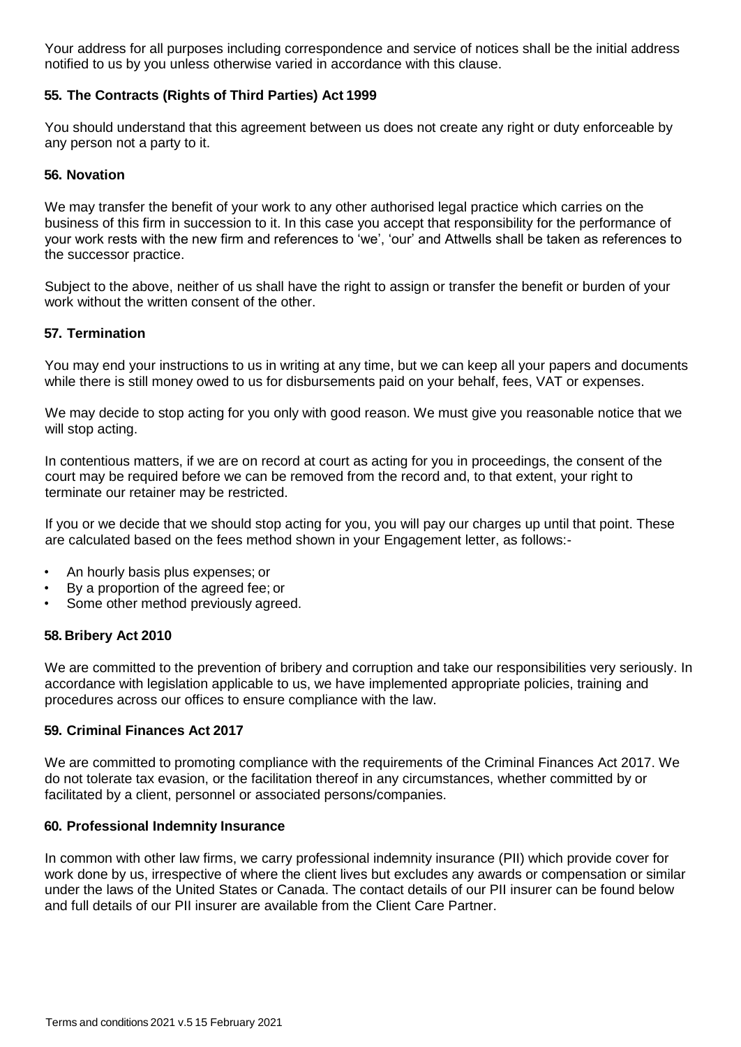Your address for all purposes including correspondence and service of notices shall be the initial address notified to us by you unless otherwise varied in accordance with this clause.

### 55. The Contracts (Rights of Third Parties) Act 1999

You should understand that this agreement between us does not create any right or duty enforceable by any person not a party to it.

### 56. Novation

We may transfer the benefit of your work to any other authorised legal practice which carries on the business of this firm in succession to it. In this case you accept that responsibility for the performance of your work rests with the new firm and references to 'we', 'our' and Attwells shall be taken as references to the successor practice.

Subject to the above, neither of us shall have the right to assign or transfer the benefit or burden of your work without the written consent of the other.

### 57. Termination

You may end your instructions to us in writing at any time, but we can keep all your papers and documents while there is still money owed to us for disbursements paid on your behalf, fees, VAT or expenses.

We may decide to stop acting for you only with good reason. We must give you reasonable notice that we will stop acting.

In contentious matters, if we are on record at court as acting for you in proceedings, the consent of the court may be required before we can be removed from the record and, to that extent, your right to terminate our retainer may be restricted.

If you or we decide that we should stop acting for you, you will pay our charges up until that point. These are calculated based on the fees method shown in your Engagement letter, as follows:-

- An hourly basis plus expenses; or
- By a proportion of the agreed fee; or
- Some other method previously agreed.

### 58. Bribery Act 2010

We are committed to the prevention of bribery and corruption and take our responsibilities very seriously. In accordance with legislation applicable to us, we have implemented appropriate policies, training and procedures across our offices to ensure compliance with the law.

### 59. Criminal Finances Act 2017

We are committed to promoting compliance with the requirements of the Criminal Finances Act 2017. We do not tolerate tax evasion, or the facilitation thereof in any circumstances, whether committed by or facilitated by a client, personnel or associated persons/companies.

### 60. Professional Indemnity Insurance

In common with other law firms, we carry professional indemnity insurance (PII) which provide cover for work done by us, irrespective of where the client lives but excludes any awards or compensation or similar under the laws of the United States or Canada. The contact details of our PII insurer can be found below and full details of our PII insurer are available from the Client Care Partner.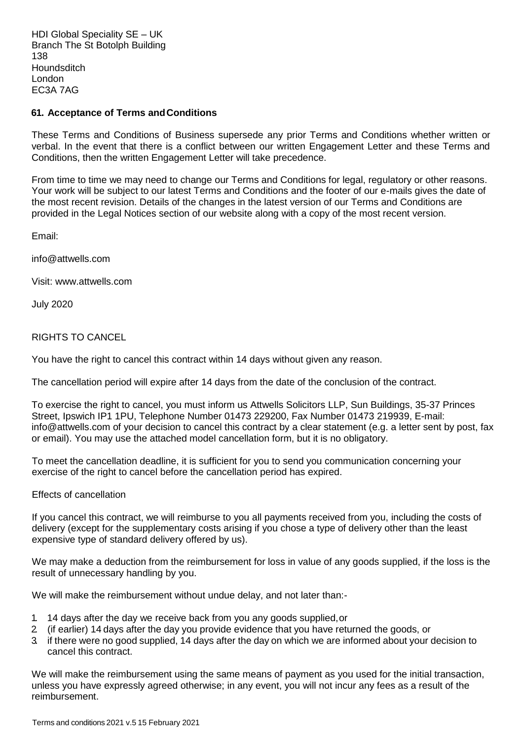HDI Global Speciality SE – UK
Branch The St Botolph Building
138
Houndsditch
London
EC3A 7AG

**61. Acceptance of Terms and Conditions**

These Terms and Conditions of Business supersede any prior Terms and Conditions whether written or verbal. In the event that there is a conflict between our written Engagement Letter and these Terms and Conditions, then the written Engagement Letter will take precedence.

From time to time we may need to change our Terms and Conditions for legal, regulatory or other reasons. Your work will be subject to our latest Terms and Conditions and the footer of our e-mails gives the date of the most recent revision. Details of the changes in the latest version of our Terms and Conditions are provided in the Legal Notices section of our website along with a copy of the most recent version.

Email:

info@attwells.com

Visit: www.attwells.com

July 2020

RIGHTS TO CANCEL

You have the right to cancel this contract within 14 days without given any reason.

The cancellation period will expire after 14 days from the date of the conclusion of the contract.

To exercise the right to cancel, you must inform us Attwells Solicitors LLP, Sun Buildings, 35-37 Princes Street, Ipswich IP1 1PU, Telephone Number 01473 229200, Fax Number 01473 219939, E-mail: info@attwells.com of your decision to cancel this contract by a clear statement (e.g. a letter sent by post, fax or email). You may use the attached model cancellation form, but it is no obligatory.

To meet the cancellation deadline, it is sufficient for you to send you communication concerning your exercise of the right to cancel before the cancellation period has expired.

Effects of cancellation

If you cancel this contract, we will reimburse to you all payments received from you, including the costs of delivery (except for the supplementary costs arising if you chose a type of delivery other than the least expensive type of standard delivery offered by us).

We may make a deduction from the reimbursement for loss in value of any goods supplied, if the loss is the result of unnecessary handling by you.

We will make the reimbursement without undue delay, and not later than:-

1. 14 days after the day we receive back from you any goods supplied, or
2. (if earlier) 14 days after the day you provide evidence that you have returned the goods, or
3. if there were no good supplied, 14 days after the day on which we are informed about your decision to cancel this contract.

We will make the reimbursement using the same means of payment as you used for the initial transaction, unless you have expressly agreed otherwise; in any event, you will not incur any fees as a result of the reimbursement.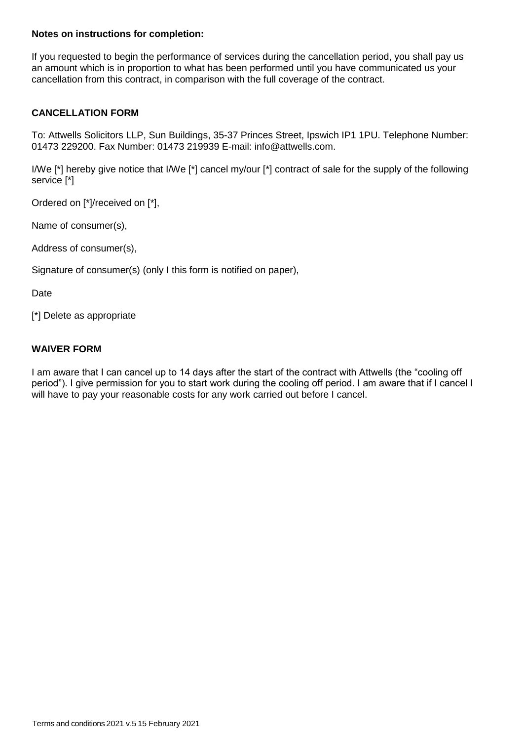**Notes on instructions for completion:**

If you requested to begin the performance of services during the cancellation period, you shall pay us an amount which is in proportion to what has been performed until you have communicated us your cancellation from this contract, in comparison with the full coverage of the contract.

**CANCELLATION FORM**

To: Attwells Solicitors LLP, Sun Buildings, 35-37 Princes Street, Ipswich IP1 1PU. Telephone Number: 01473 229200. Fax Number: 01473 219939 E-mail: info@attwells.com.

I/We [*] hereby give notice that I/We [*] cancel my/our [*] contract of sale for the supply of the following service [*]

Ordered on [*]/received on [*],

Name of consumer(s),

Address of consumer(s),

Signature of consumer(s) (only I this form is notified on paper),

Date

[*] Delete as appropriate

**WAIVER FORM**

I am aware that I can cancel up to 14 days after the start of the contract with Attwells (the "cooling off period"). I give permission for you to start work during the cooling off period. I am aware that if I cancel I will have to pay your reasonable costs for any work carried out before I cancel.